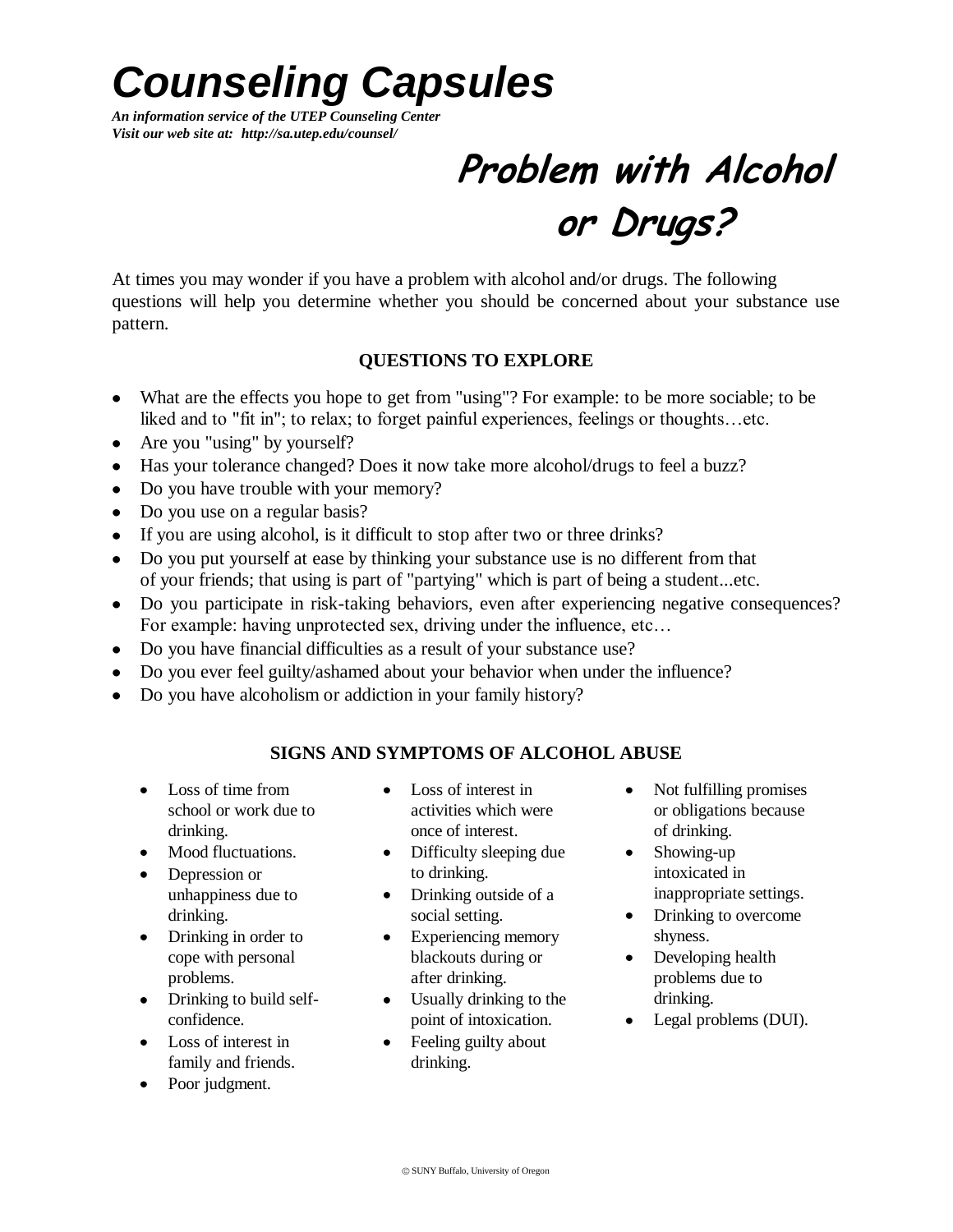# Counseling Capsules

***An information service of the UTEP Counseling Center***
***Visit our web site at: http://sa.utep.edu/counsel/***

## Problem with Alcohol or Drugs?

At times you may wonder if you have a problem with alcohol and/or drugs. The following questions will help you determine whether you should be concerned about your substance use pattern.

### QUESTIONS TO EXPLORE

- What are the effects you hope to get from "using"? For example: to be more sociable; to be liked and to "fit in"; to relax; to forget painful experiences, feelings or thoughts…etc.
- Are you "using" by yourself?
- Has your tolerance changed? Does it now take more alcohol/drugs to feel a buzz?
- Do you have trouble with your memory?
- Do you use on a regular basis?
- If you are using alcohol, is it difficult to stop after two or three drinks?
- Do you put yourself at ease by thinking your substance use is no different from that of your friends; that using is part of "partying" which is part of being a student...etc.
- Do you participate in risk-taking behaviors, even after experiencing negative consequences? For example: having unprotected sex, driving under the influence, etc…
- Do you have financial difficulties as a result of your substance use?
- Do you ever feel guilty/ashamed about your behavior when under the influence?
- Do you have alcoholism or addiction in your family history?

### SIGNS AND SYMPTOMS OF ALCOHOL ABUSE

- Loss of time from school or work due to drinking.
- Mood fluctuations.
- Depression or unhappiness due to drinking.
- Drinking in order to cope with personal problems.
- Drinking to build self-confidence.
- Loss of interest in family and friends.
- Poor judgment.
- Loss of interest in activities which were once of interest.
- Difficulty sleeping due to drinking.
- Drinking outside of a social setting.
- Experiencing memory blackouts during or after drinking.
- Usually drinking to the point of intoxication.
- Feeling guilty about drinking.
- Not fulfilling promises or obligations because of drinking.
- Showing-up intoxicated in inappropriate settings.
- Drinking to overcome shyness.
- Developing health problems due to drinking.
- Legal problems (DUI).

© SUNY Buffalo, University of Oregon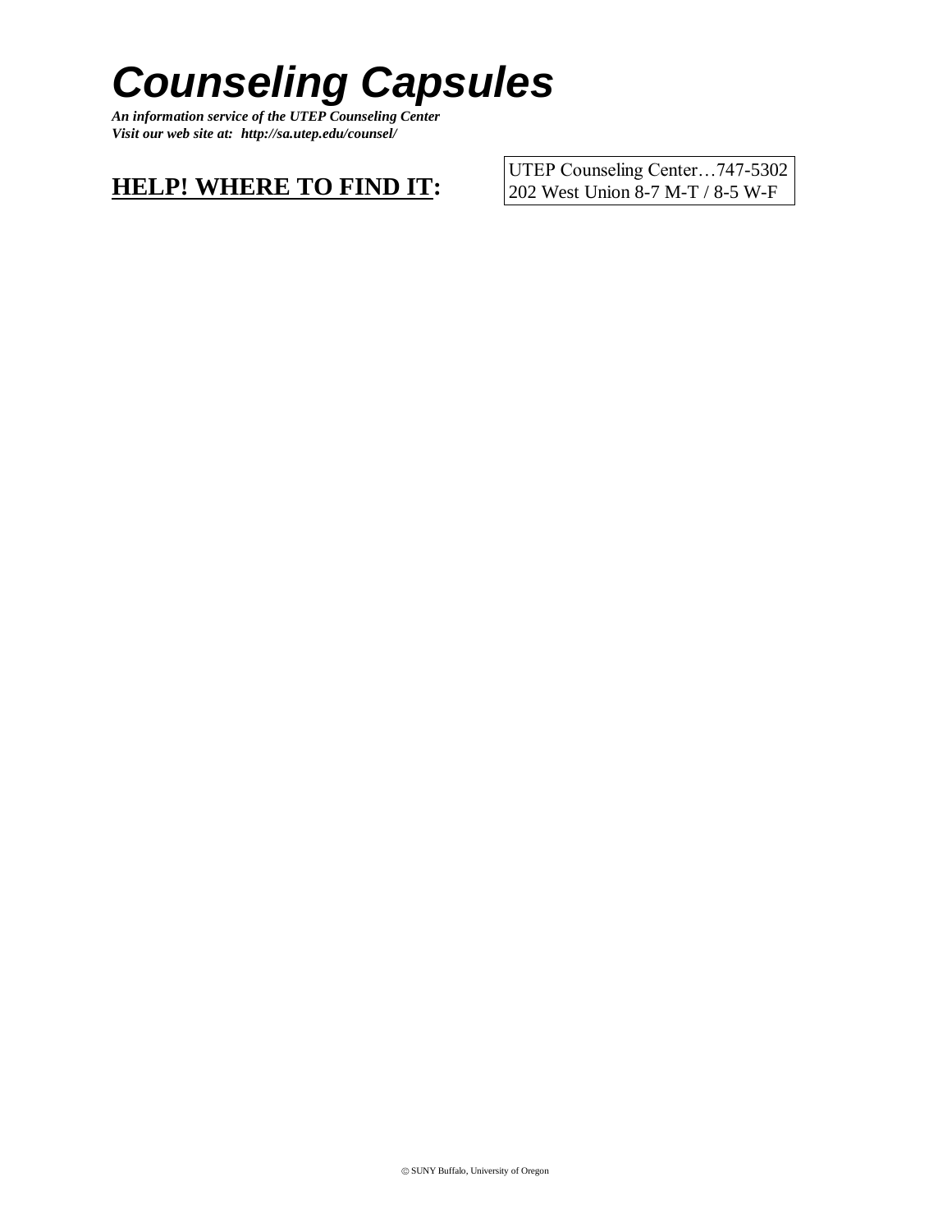# *Counseling Capsules*

***An information service of the UTEP Counseling Center***
***Visit our web site at: http://sa.utep.edu/counsel/***

## **HELP! WHERE TO FIND IT:**

UTEP Counseling Center…747-5302
202 West Union 8-7 M-T / 8-5 W-F

© SUNY Buffalo, University of Oregon